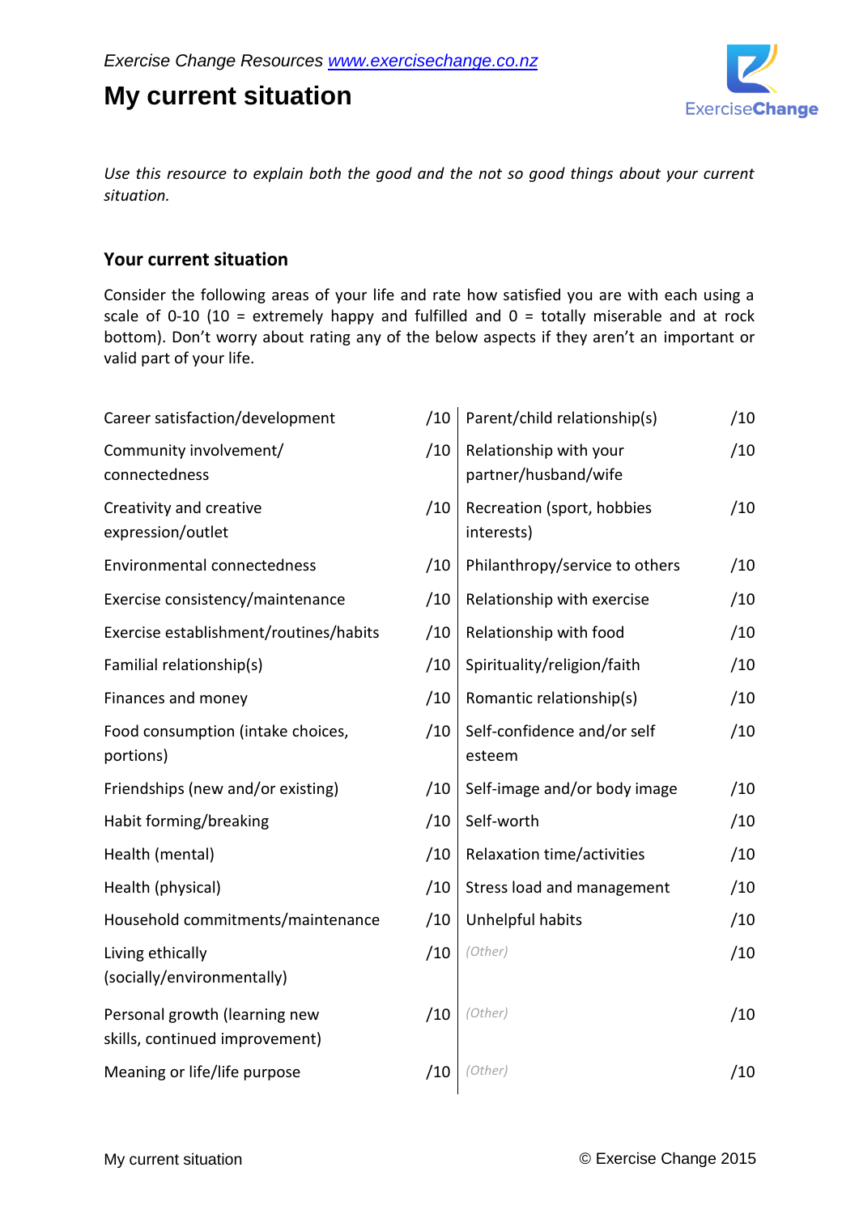*Exercise Change Resources* [*www.exercisechange.co.nz*](http://www.exercisechange.co.nz)

# My current situation

ExerciseChange

*Use this resource to explain both the good and the not so good things about your current situation.*

## Your current situation

Consider the following areas of your life and rate how satisfied you are with each using a scale of 0-10 (10 = extremely happy and fulfilled and 0 = totally miserable and at rock bottom). Don't worry about rating any of the below aspects if they aren't an important or valid part of your life.

| | | | |
|---|---|---|---|
| Career satisfaction/development | /10 | Parent/child relationship(s) | /10 |
| Community involvement/ connectedness | /10 | Relationship with your partner/husband/wife | /10 |
| Creativity and creative expression/outlet | /10 | Recreation (sport, hobbies interests) | /10 |
| Environmental connectedness | /10 | Philanthropy/service to others | /10 |
| Exercise consistency/maintenance | /10 | Relationship with exercise | /10 |
| Exercise establishment/routines/habits | /10 | Relationship with food | /10 |
| Familial relationship(s) | /10 | Spirituality/religion/faith | /10 |
| Finances and money | /10 | Romantic relationship(s) | /10 |
| Food consumption (intake choices, portions) | /10 | Self-confidence and/or self esteem | /10 |
| Friendships (new and/or existing) | /10 | Self-image and/or body image | /10 |
| Habit forming/breaking | /10 | Self-worth | /10 |
| Health (mental) | /10 | Relaxation time/activities | /10 |
| Health (physical) | /10 | Stress load and management | /10 |
| Household commitments/maintenance | /10 | Unhelpful habits | /10 |
| Living ethically (socially/environmentally) | /10 | *(Other)* | /10 |
| Personal growth (learning new skills, continued improvement) | /10 | *(Other)* | /10 |
| Meaning or life/life purpose | /10 | *(Other)* | /10 |

© Exercise Change 2015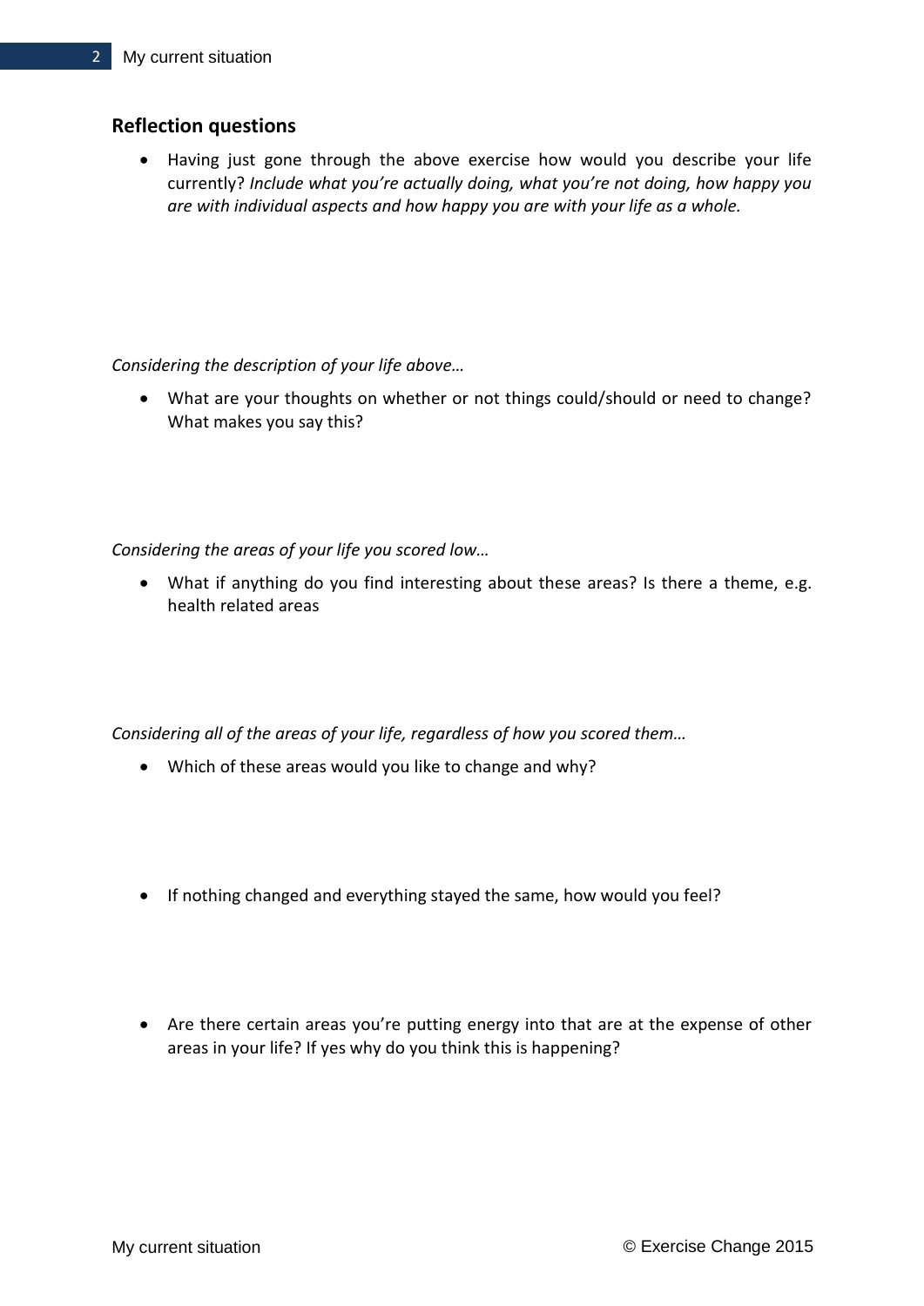## Reflection questions

- Having just gone through the above exercise how would you describe your life currently? *Include what you're actually doing, what you're not doing, how happy you are with individual aspects and how happy you are with your life as a whole.*

*Considering the description of your life above…*

- What are your thoughts on whether or not things could/should or need to change? What makes you say this?

*Considering the areas of your life you scored low…*

- What if anything do you find interesting about these areas? Is there a theme, e.g. health related areas

*Considering all of the areas of your life, regardless of how you scored them…*

- Which of these areas would you like to change and why?

- If nothing changed and everything stayed the same, how would you feel?

- Are there certain areas you're putting energy into that are at the expense of other areas in your life? If yes why do you think this is happening?